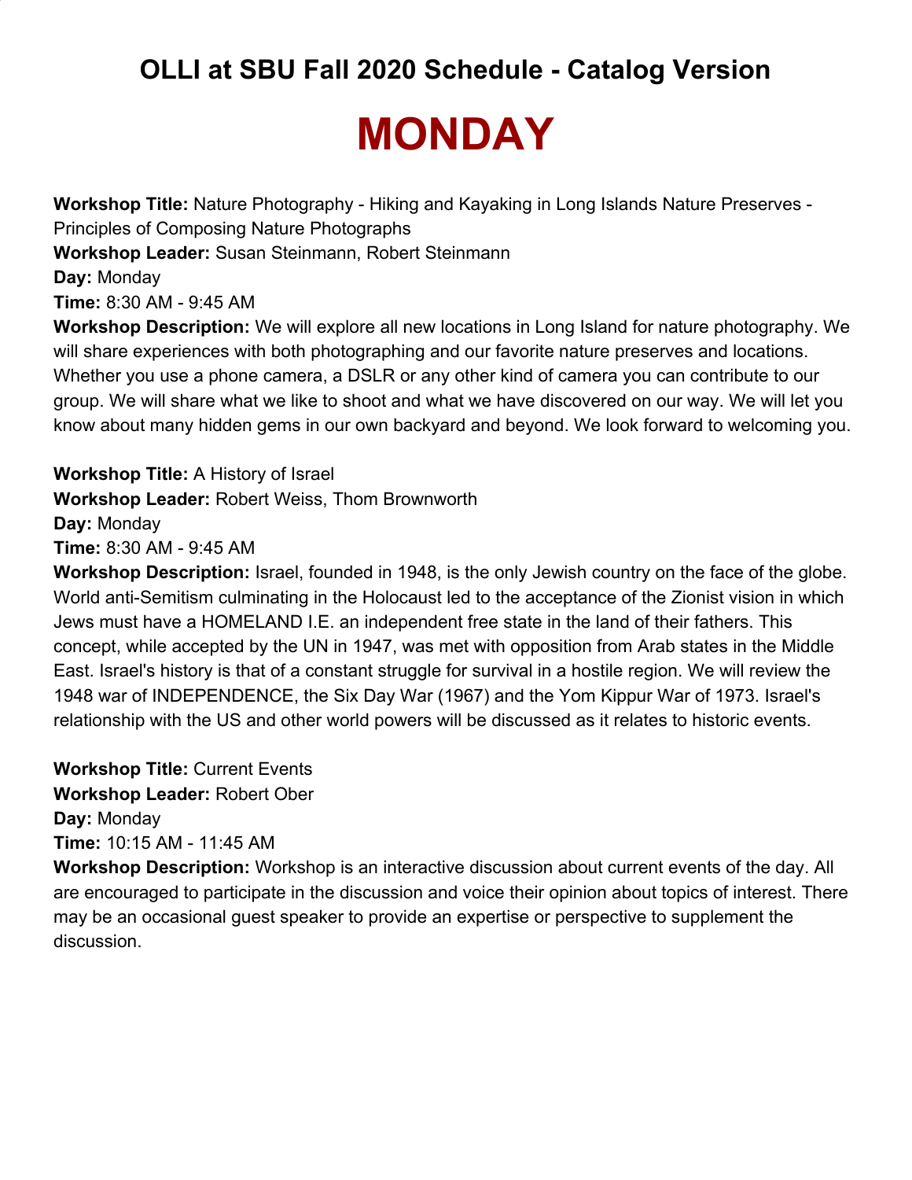# OLLI at SBU Fall 2020 Schedule - Catalog Version

# MONDAY

**Workshop Title:** Nature Photography - Hiking and Kayaking in Long Islands Nature Preserves - Principles of Composing Nature Photographs
**Workshop Leader:** Susan Steinmann, Robert Steinmann
**Day:** Monday
**Time:** 8:30 AM - 9:45 AM
**Workshop Description:** We will explore all new locations in Long Island for nature photography. We will share experiences with both photographing and our favorite nature preserves and locations. Whether you use a phone camera, a DSLR or any other kind of camera you can contribute to our group. We will share what we like to shoot and what we have discovered on our way. We will let you know about many hidden gems in our own backyard and beyond. We look forward to welcoming you.

**Workshop Title:** A History of Israel
**Workshop Leader:** Robert Weiss, Thom Brownworth
**Day:** Monday
**Time:** 8:30 AM - 9:45 AM
**Workshop Description:** Israel, founded in 1948, is the only Jewish country on the face of the globe. World anti-Semitism culminating in the Holocaust led to the acceptance of the Zionist vision in which Jews must have a HOMELAND I.E. an independent free state in the land of their fathers. This concept, while accepted by the UN in 1947, was met with opposition from Arab states in the Middle East. Israel's history is that of a constant struggle for survival in a hostile region. We will review the 1948 war of INDEPENDENCE, the Six Day War (1967) and the Yom Kippur War of 1973. Israel's relationship with the US and other world powers will be discussed as it relates to historic events.

**Workshop Title:** Current Events
**Workshop Leader:** Robert Ober
**Day:** Monday
**Time:** 10:15 AM - 11:45 AM
**Workshop Description:** Workshop is an interactive discussion about current events of the day. All are encouraged to participate in the discussion and voice their opinion about topics of interest. There may be an occasional guest speaker to provide an expertise or perspective to supplement the discussion.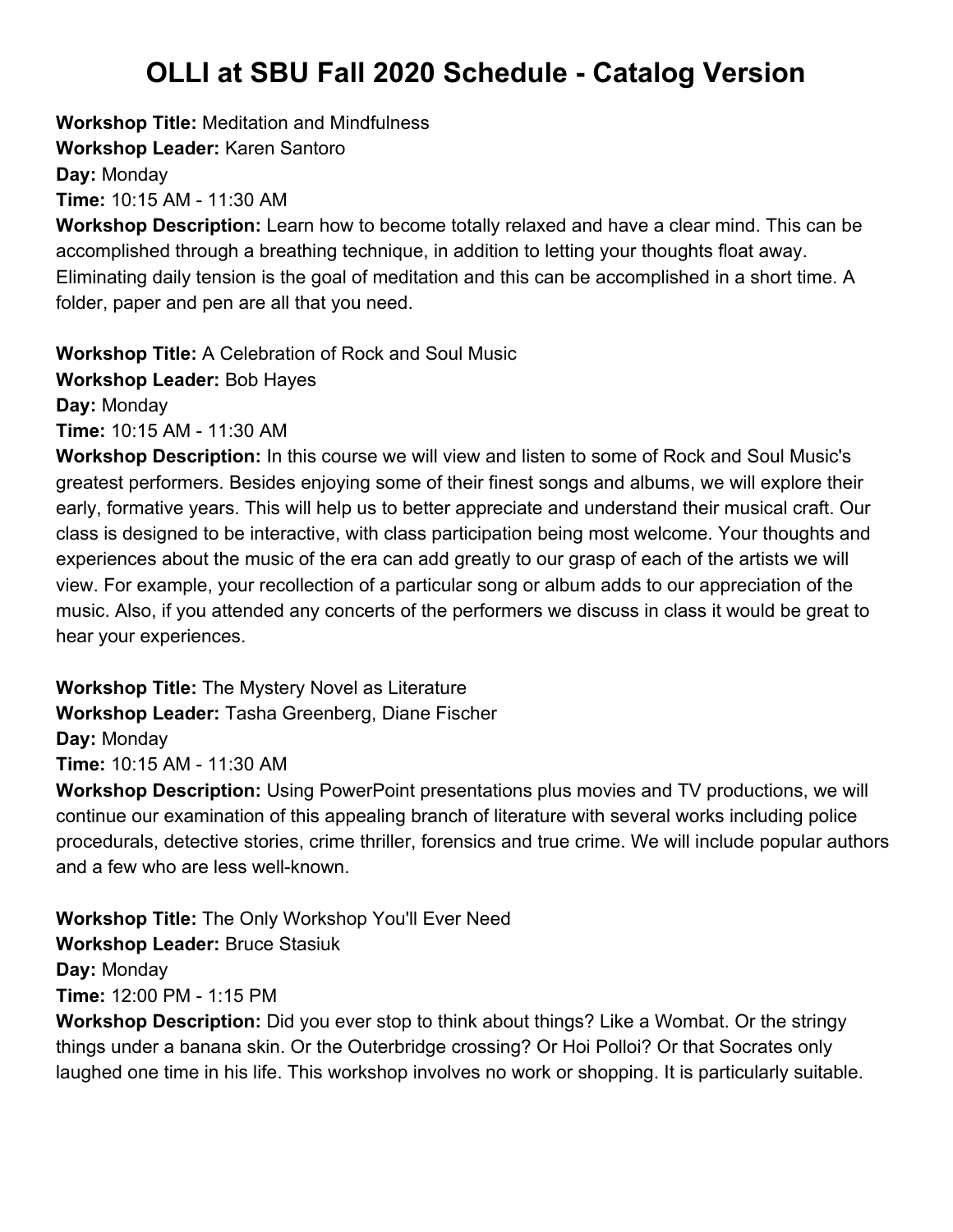# OLLI at SBU Fall 2020 Schedule - Catalog Version

**Workshop Title:** Meditation and Mindfulness
**Workshop Leader:** Karen Santoro
**Day:** Monday
**Time:** 10:15 AM - 11:30 AM
**Workshop Description:** Learn how to become totally relaxed and have a clear mind. This can be accomplished through a breathing technique, in addition to letting your thoughts float away. Eliminating daily tension is the goal of meditation and this can be accomplished in a short time. A folder, paper and pen are all that you need.

**Workshop Title:** A Celebration of Rock and Soul Music
**Workshop Leader:** Bob Hayes
**Day:** Monday
**Time:** 10:15 AM - 11:30 AM
**Workshop Description:** In this course we will view and listen to some of Rock and Soul Music's greatest performers. Besides enjoying some of their finest songs and albums, we will explore their early, formative years. This will help us to better appreciate and understand their musical craft. Our class is designed to be interactive, with class participation being most welcome. Your thoughts and experiences about the music of the era can add greatly to our grasp of each of the artists we will view. For example, your recollection of a particular song or album adds to our appreciation of the music. Also, if you attended any concerts of the performers we discuss in class it would be great to hear your experiences.

**Workshop Title:** The Mystery Novel as Literature
**Workshop Leader:** Tasha Greenberg, Diane Fischer
**Day:** Monday
**Time:** 10:15 AM - 11:30 AM
**Workshop Description:** Using PowerPoint presentations plus movies and TV productions, we will continue our examination of this appealing branch of literature with several works including police procedurals, detective stories, crime thriller, forensics and true crime. We will include popular authors and a few who are less well-known.

**Workshop Title:** The Only Workshop You'll Ever Need
**Workshop Leader:** Bruce Stasiuk
**Day:** Monday
**Time:** 12:00 PM - 1:15 PM
**Workshop Description:** Did you ever stop to think about things? Like a Wombat. Or the stringy things under a banana skin. Or the Outerbridge crossing? Or Hoi Polloi? Or that Socrates only laughed one time in his life. This workshop involves no work or shopping. It is particularly suitable.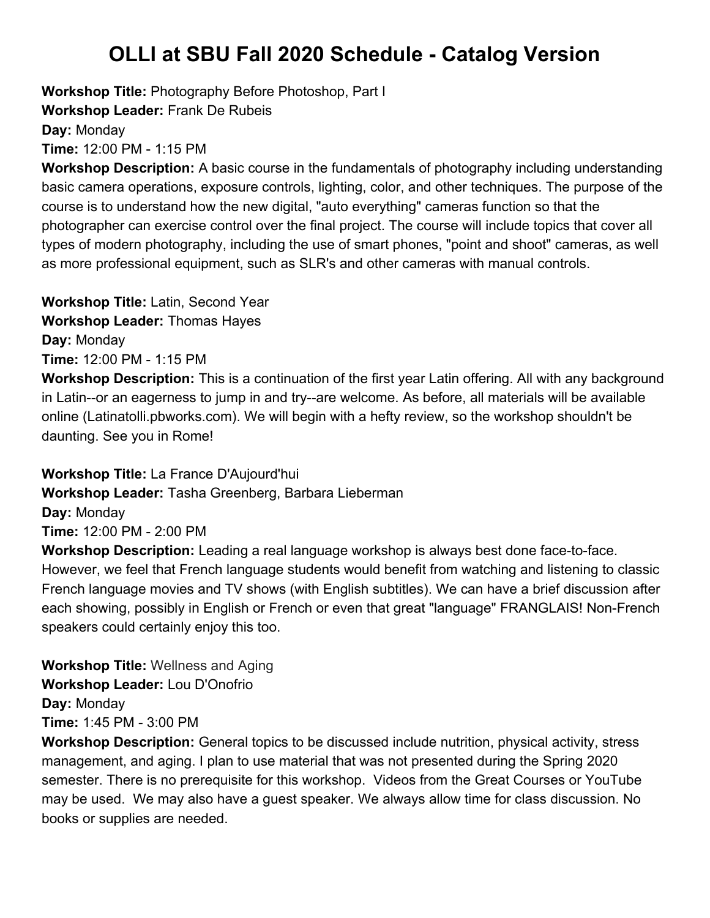# OLLI at SBU Fall 2020 Schedule - Catalog Version

**Workshop Title:** Photography Before Photoshop, Part I
**Workshop Leader:** Frank De Rubeis
**Day:** Monday
**Time:** 12:00 PM - 1:15 PM
**Workshop Description:** A basic course in the fundamentals of photography including understanding basic camera operations, exposure controls, lighting, color, and other techniques. The purpose of the course is to understand how the new digital, "auto everything" cameras function so that the photographer can exercise control over the final project. The course will include topics that cover all types of modern photography, including the use of smart phones, "point and shoot" cameras, as well as more professional equipment, such as SLR's and other cameras with manual controls.

**Workshop Title:** Latin, Second Year
**Workshop Leader:** Thomas Hayes
**Day:** Monday
**Time:** 12:00 PM - 1:15 PM
**Workshop Description:** This is a continuation of the first year Latin offering. All with any background in Latin--or an eagerness to jump in and try--are welcome. As before, all materials will be available online (Latinatolli.pbworks.com). We will begin with a hefty review, so the workshop shouldn't be daunting. See you in Rome!

**Workshop Title:** La France D'Aujourd'hui
**Workshop Leader:** Tasha Greenberg, Barbara Lieberman
**Day:** Monday
**Time:** 12:00 PM - 2:00 PM
**Workshop Description:** Leading a real language workshop is always best done face-to-face. However, we feel that French language students would benefit from watching and listening to classic French language movies and TV shows (with English subtitles). We can have a brief discussion after each showing, possibly in English or French or even that great "language" FRANGLAIS! Non-French speakers could certainly enjoy this too.

**Workshop Title:** Wellness and Aging
**Workshop Leader:** Lou D'Onofrio
**Day:** Monday
**Time:** 1:45 PM - 3:00 PM
**Workshop Description:** General topics to be discussed include nutrition, physical activity, stress management, and aging. I plan to use material that was not presented during the Spring 2020 semester. There is no prerequisite for this workshop. Videos from the Great Courses or YouTube may be used. We may also have a guest speaker. We always allow time for class discussion. No books or supplies are needed.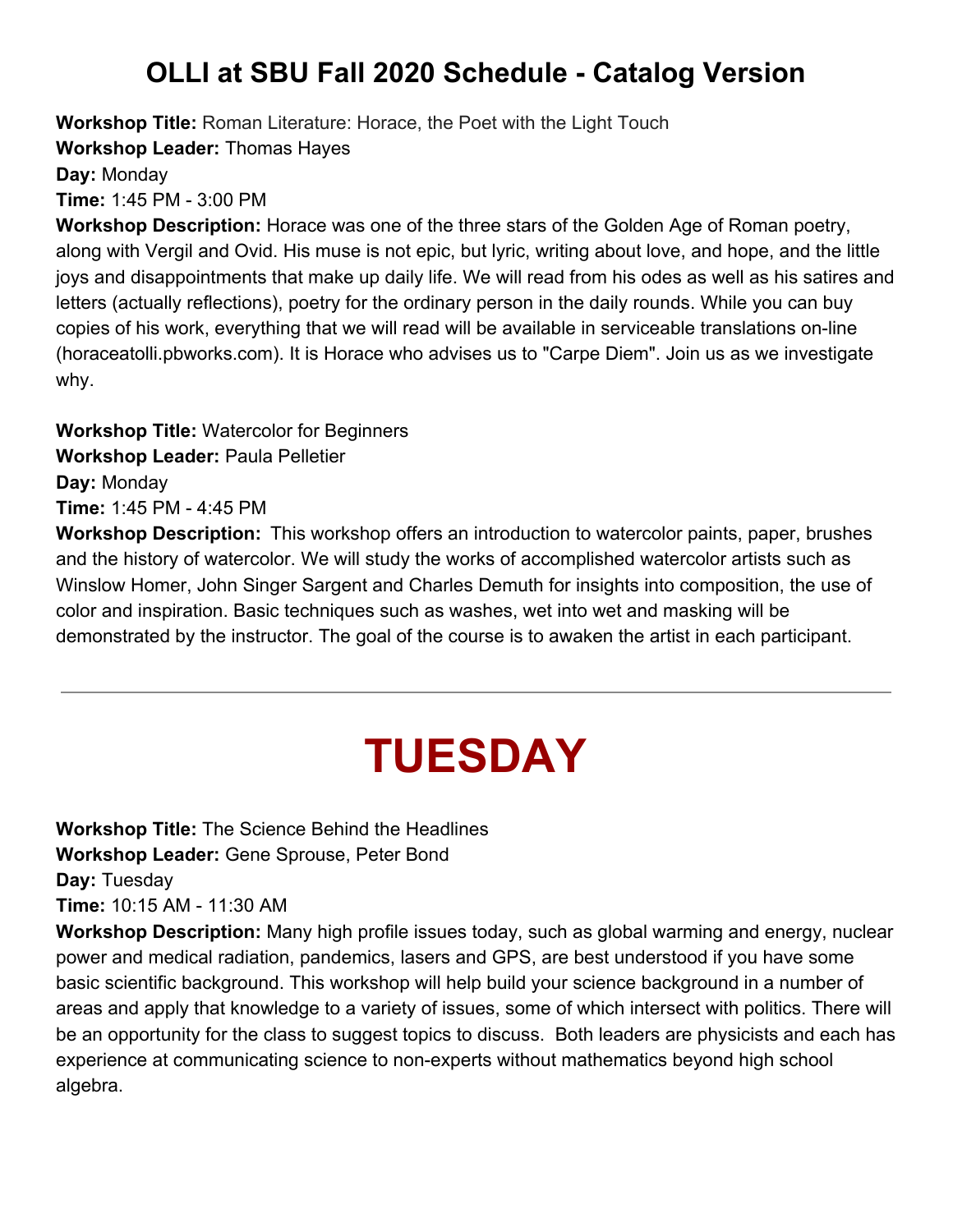# OLLI at SBU Fall 2020 Schedule - Catalog Version

**Workshop Title:** Roman Literature: Horace, the Poet with the Light Touch
**Workshop Leader:** Thomas Hayes
**Day:** Monday
**Time:** 1:45 PM - 3:00 PM
**Workshop Description:** Horace was one of the three stars of the Golden Age of Roman poetry, along with Vergil and Ovid. His muse is not epic, but lyric, writing about love, and hope, and the little joys and disappointments that make up daily life. We will read from his odes as well as his satires and letters (actually reflections), poetry for the ordinary person in the daily rounds. While you can buy copies of his work, everything that we will read will be available in serviceable translations on-line (horaceatolli.pbworks.com). It is Horace who advises us to "Carpe Diem". Join us as we investigate why.

**Workshop Title:** Watercolor for Beginners
**Workshop Leader:** Paula Pelletier
**Day:** Monday
**Time:** 1:45 PM - 4:45 PM
**Workshop Description:** This workshop offers an introduction to watercolor paints, paper, brushes and the history of watercolor. We will study the works of accomplished watercolor artists such as Winslow Homer, John Singer Sargent and Charles Demuth for insights into composition, the use of color and inspiration. Basic techniques such as washes, wet into wet and masking will be demonstrated by the instructor. The goal of the course is to awaken the artist in each participant.

---

# TUESDAY

**Workshop Title:** The Science Behind the Headlines
**Workshop Leader:** Gene Sprouse, Peter Bond
**Day:** Tuesday
**Time:** 10:15 AM - 11:30 AM
**Workshop Description:** Many high profile issues today, such as global warming and energy, nuclear power and medical radiation, pandemics, lasers and GPS, are best understood if you have some basic scientific background. This workshop will help build your science background in a number of areas and apply that knowledge to a variety of issues, some of which intersect with politics. There will be an opportunity for the class to suggest topics to discuss. Both leaders are physicists and each has experience at communicating science to non-experts without mathematics beyond high school algebra.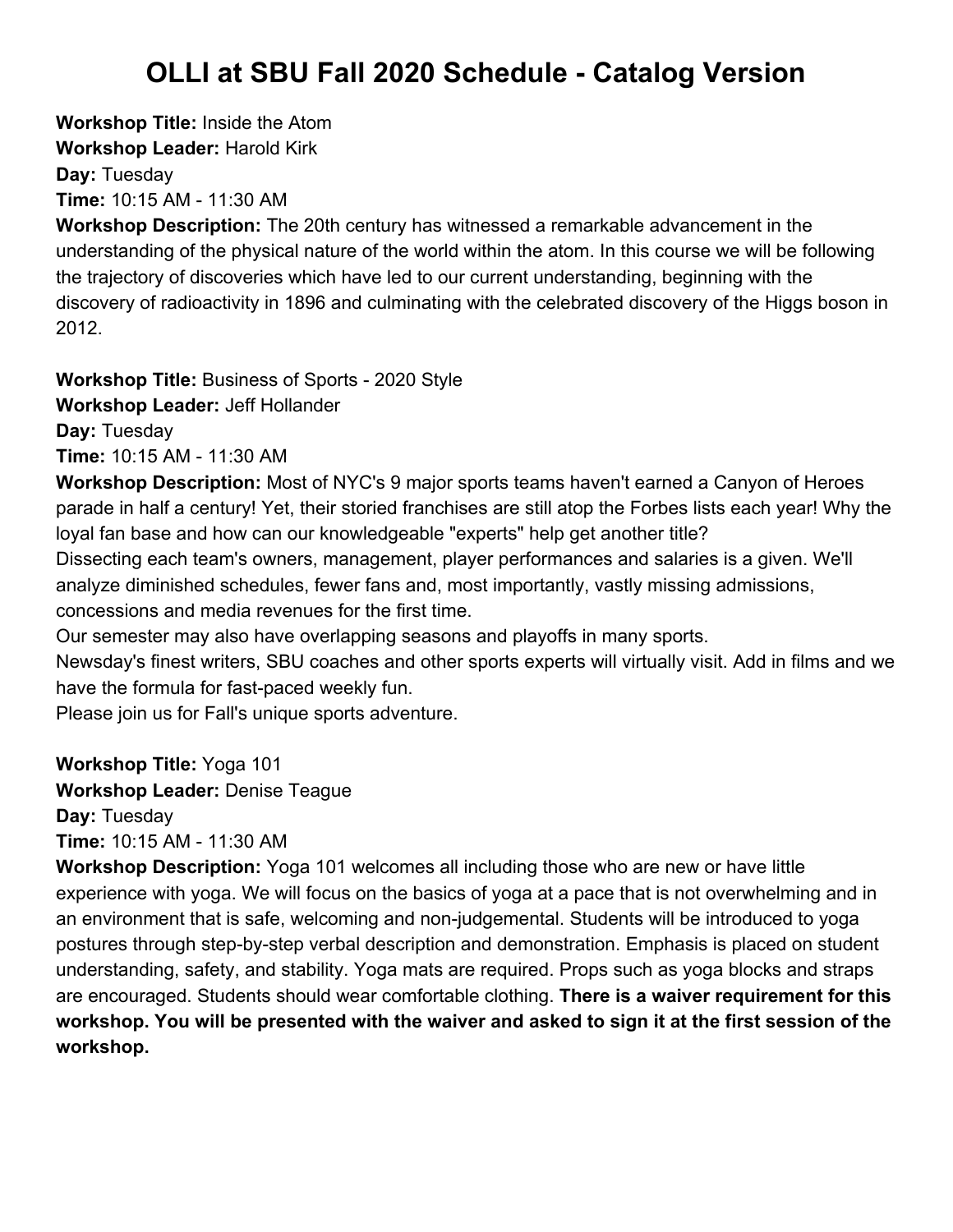# OLLI at SBU Fall 2020 Schedule - Catalog Version

**Workshop Title:** Inside the Atom
**Workshop Leader:** Harold Kirk
**Day:** Tuesday
**Time:** 10:15 AM - 11:30 AM
**Workshop Description:** The 20th century has witnessed a remarkable advancement in the understanding of the physical nature of the world within the atom. In this course we will be following the trajectory of discoveries which have led to our current understanding, beginning with the discovery of radioactivity in 1896 and culminating with the celebrated discovery of the Higgs boson in 2012.

**Workshop Title:** Business of Sports - 2020 Style
**Workshop Leader:** Jeff Hollander
**Day:** Tuesday
**Time:** 10:15 AM - 11:30 AM
**Workshop Description:** Most of NYC's 9 major sports teams haven't earned a Canyon of Heroes parade in half a century! Yet, their storied franchises are still atop the Forbes lists each year! Why the loyal fan base and how can our knowledgeable "experts" help get another title?
Dissecting each team's owners, management, player performances and salaries is a given. We'll analyze diminished schedules, fewer fans and, most importantly, vastly missing admissions, concessions and media revenues for the first time.
Our semester may also have overlapping seasons and playoffs in many sports.
Newsday's finest writers, SBU coaches and other sports experts will virtually visit. Add in films and we have the formula for fast-paced weekly fun.
Please join us for Fall's unique sports adventure.

**Workshop Title:** Yoga 101
**Workshop Leader:** Denise Teague
**Day:** Tuesday
**Time:** 10:15 AM - 11:30 AM
**Workshop Description:** Yoga 101 welcomes all including those who are new or have little experience with yoga. We will focus on the basics of yoga at a pace that is not overwhelming and in an environment that is safe, welcoming and non-judgemental. Students will be introduced to yoga postures through step-by-step verbal description and demonstration. Emphasis is placed on student understanding, safety, and stability. Yoga mats are required. Props such as yoga blocks and straps are encouraged. Students should wear comfortable clothing. **There is a waiver requirement for this workshop. You will be presented with the waiver and asked to sign it at the first session of the workshop.**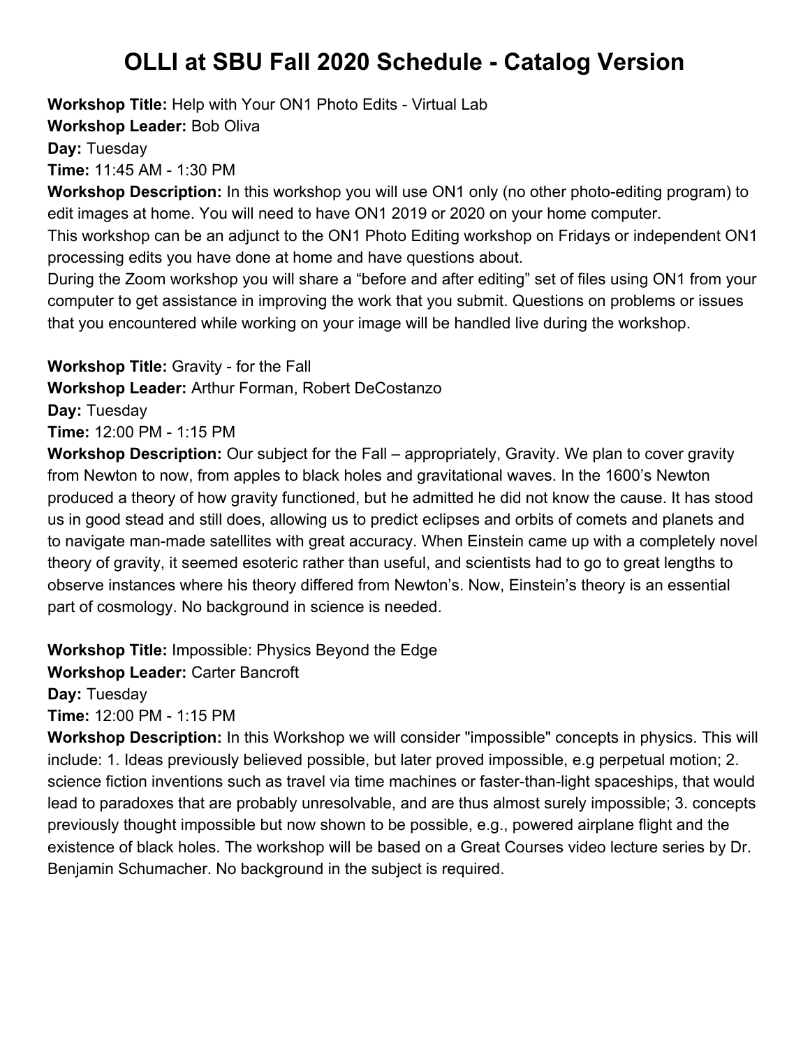# OLLI at SBU Fall 2020 Schedule - Catalog Version

**Workshop Title:** Help with Your ON1 Photo Edits - Virtual Lab
**Workshop Leader:** Bob Oliva
**Day:** Tuesday
**Time:** 11:45 AM - 1:30 PM
**Workshop Description:** In this workshop you will use ON1 only (no other photo-editing program) to edit images at home. You will need to have ON1 2019 or 2020 on your home computer.
This workshop can be an adjunct to the ON1 Photo Editing workshop on Fridays or independent ON1 processing edits you have done at home and have questions about.
During the Zoom workshop you will share a "before and after editing" set of files using ON1 from your computer to get assistance in improving the work that you submit. Questions on problems or issues that you encountered while working on your image will be handled live during the workshop.

**Workshop Title:** Gravity - for the Fall
**Workshop Leader:** Arthur Forman, Robert DeCostanzo
**Day:** Tuesday
**Time:** 12:00 PM - 1:15 PM
**Workshop Description:** Our subject for the Fall – appropriately, Gravity. We plan to cover gravity from Newton to now, from apples to black holes and gravitational waves. In the 1600's Newton produced a theory of how gravity functioned, but he admitted he did not know the cause. It has stood us in good stead and still does, allowing us to predict eclipses and orbits of comets and planets and to navigate man-made satellites with great accuracy. When Einstein came up with a completely novel theory of gravity, it seemed esoteric rather than useful, and scientists had to go to great lengths to observe instances where his theory differed from Newton's. Now, Einstein's theory is an essential part of cosmology. No background in science is needed.

**Workshop Title:** Impossible: Physics Beyond the Edge
**Workshop Leader:** Carter Bancroft
**Day:** Tuesday
**Time:** 12:00 PM - 1:15 PM
**Workshop Description:** In this Workshop we will consider "impossible" concepts in physics. This will include: 1. Ideas previously believed possible, but later proved impossible, e.g perpetual motion; 2. science fiction inventions such as travel via time machines or faster-than-light spaceships, that would lead to paradoxes that are probably unresolvable, and are thus almost surely impossible; 3. concepts previously thought impossible but now shown to be possible, e.g., powered airplane flight and the existence of black holes. The workshop will be based on a Great Courses video lecture series by Dr. Benjamin Schumacher. No background in the subject is required.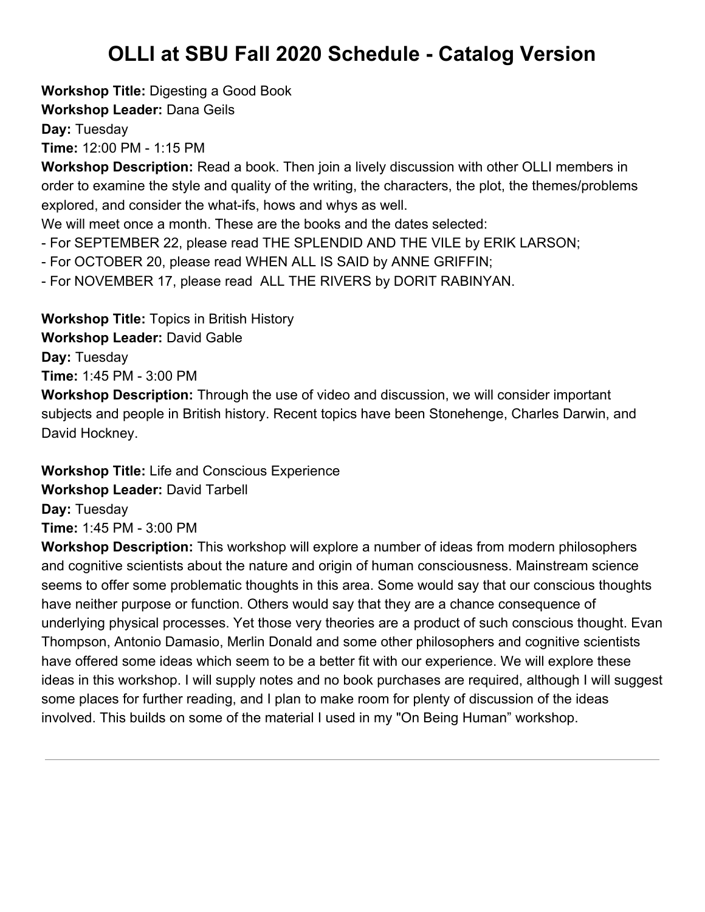# OLLI at SBU Fall 2020 Schedule - Catalog Version

**Workshop Title:** Digesting a Good Book
**Workshop Leader:** Dana Geils
**Day:** Tuesday
**Time:** 12:00 PM - 1:15 PM
**Workshop Description:** Read a book. Then join a lively discussion with other OLLI members in order to examine the style and quality of the writing, the characters, the plot, the themes/problems explored, and consider the what-ifs, hows and whys as well.
We will meet once a month. These are the books and the dates selected:
- For SEPTEMBER 22, please read THE SPLENDID AND THE VILE by ERIK LARSON;
- For OCTOBER 20, please read WHEN ALL IS SAID by ANNE GRIFFIN;
- For NOVEMBER 17, please read ALL THE RIVERS by DORIT RABINYAN.

**Workshop Title:** Topics in British History
**Workshop Leader:** David Gable
**Day:** Tuesday
**Time:** 1:45 PM - 3:00 PM
**Workshop Description:** Through the use of video and discussion, we will consider important subjects and people in British history. Recent topics have been Stonehenge, Charles Darwin, and David Hockney.

**Workshop Title:** Life and Conscious Experience
**Workshop Leader:** David Tarbell
**Day:** Tuesday
**Time:** 1:45 PM - 3:00 PM
**Workshop Description:** This workshop will explore a number of ideas from modern philosophers and cognitive scientists about the nature and origin of human consciousness. Mainstream science seems to offer some problematic thoughts in this area. Some would say that our conscious thoughts have neither purpose or function. Others would say that they are a chance consequence of underlying physical processes. Yet those very theories are a product of such conscious thought. Evan Thompson, Antonio Damasio, Merlin Donald and some other philosophers and cognitive scientists have offered some ideas which seem to be a better fit with our experience. We will explore these ideas in this workshop. I will supply notes and no book purchases are required, although I will suggest some places for further reading, and I plan to make room for plenty of discussion of the ideas involved. This builds on some of the material I used in my "On Being Human" workshop.

---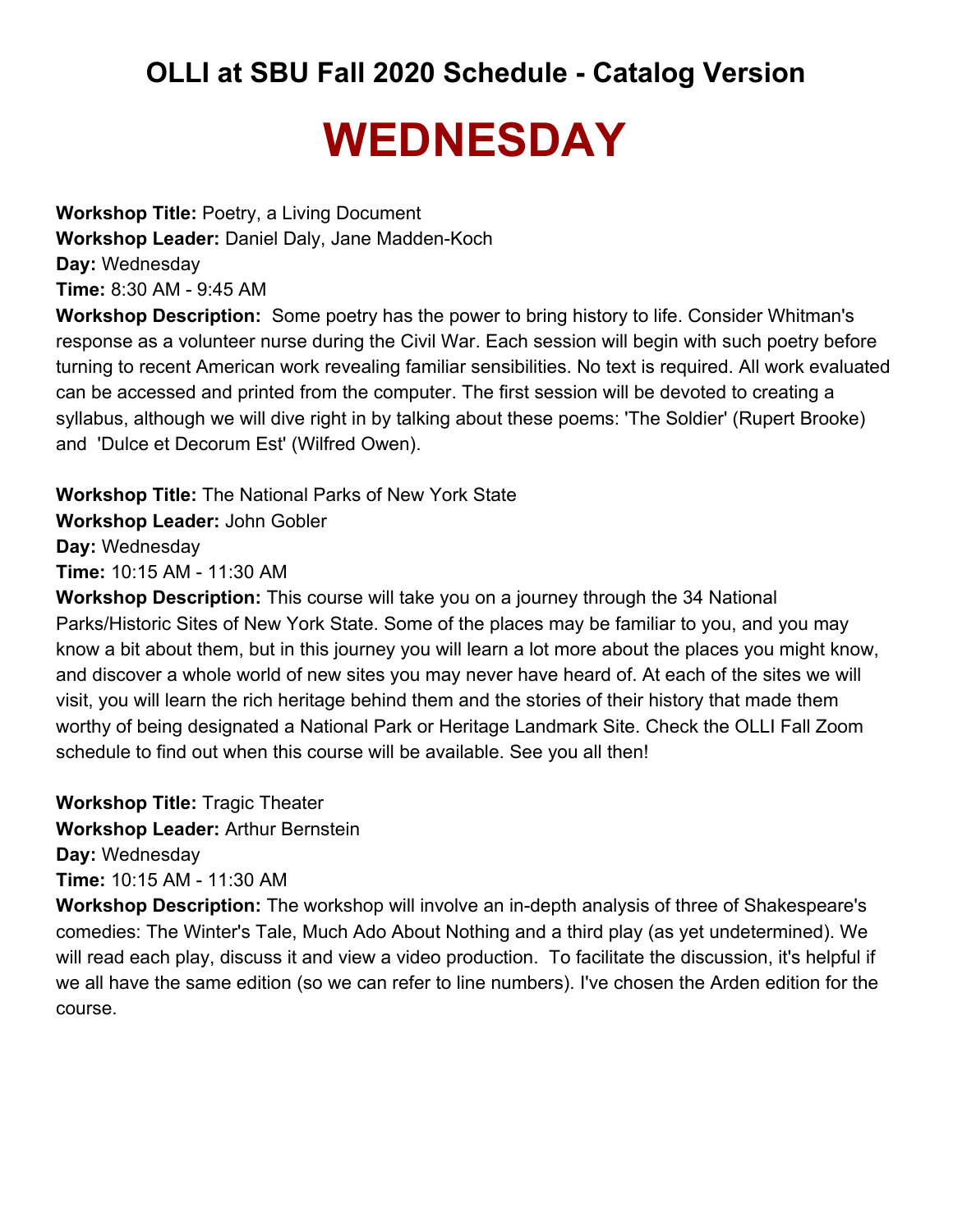## OLLI at SBU Fall 2020 Schedule - Catalog Version

# WEDNESDAY

**Workshop Title:** Poetry, a Living Document
**Workshop Leader:** Daniel Daly, Jane Madden-Koch
**Day:** Wednesday
**Time:** 8:30 AM - 9:45 AM
**Workshop Description:** Some poetry has the power to bring history to life. Consider Whitman's response as a volunteer nurse during the Civil War. Each session will begin with such poetry before turning to recent American work revealing familiar sensibilities. No text is required. All work evaluated can be accessed and printed from the computer. The first session will be devoted to creating a syllabus, although we will dive right in by talking about these poems: 'The Soldier' (Rupert Brooke) and 'Dulce et Decorum Est' (Wilfred Owen).

**Workshop Title:** The National Parks of New York State
**Workshop Leader:** John Gobler
**Day:** Wednesday
**Time:** 10:15 AM - 11:30 AM
**Workshop Description:** This course will take you on a journey through the 34 National Parks/Historic Sites of New York State. Some of the places may be familiar to you, and you may know a bit about them, but in this journey you will learn a lot more about the places you might know, and discover a whole world of new sites you may never have heard of. At each of the sites we will visit, you will learn the rich heritage behind them and the stories of their history that made them worthy of being designated a National Park or Heritage Landmark Site. Check the OLLI Fall Zoom schedule to find out when this course will be available. See you all then!

**Workshop Title:** Tragic Theater
**Workshop Leader:** Arthur Bernstein
**Day:** Wednesday
**Time:** 10:15 AM - 11:30 AM
**Workshop Description:** The workshop will involve an in-depth analysis of three of Shakespeare's comedies: The Winter's Tale, Much Ado About Nothing and a third play (as yet undetermined). We will read each play, discuss it and view a video production. To facilitate the discussion, it's helpful if we all have the same edition (so we can refer to line numbers). I've chosen the Arden edition for the course.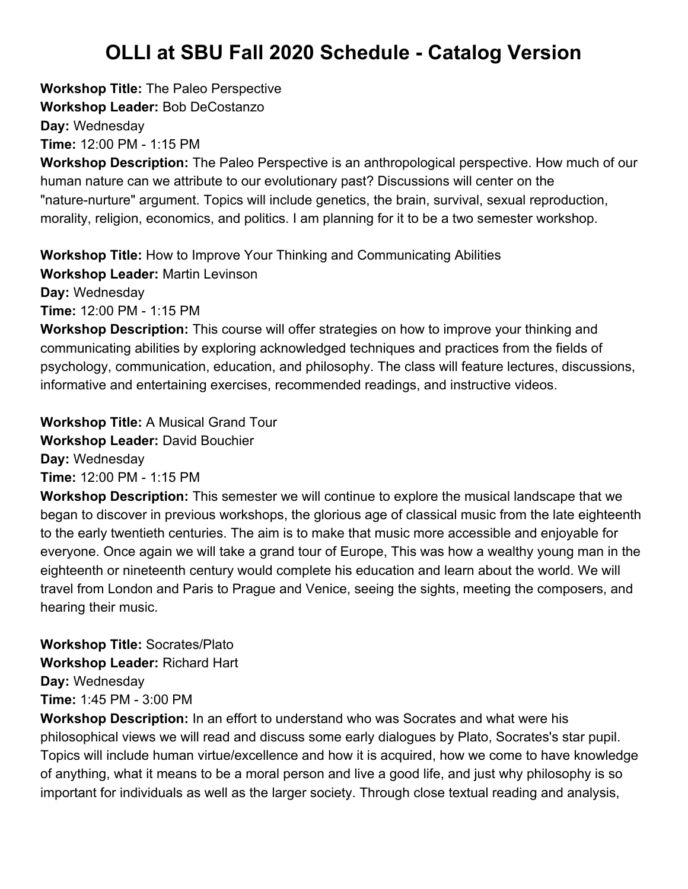# OLLI at SBU Fall 2020 Schedule - Catalog Version

**Workshop Title:** The Paleo Perspective
**Workshop Leader:** Bob DeCostanzo
**Day:** Wednesday
**Time:** 12:00 PM - 1:15 PM
**Workshop Description:** The Paleo Perspective is an anthropological perspective. How much of our human nature can we attribute to our evolutionary past? Discussions will center on the "nature-nurture" argument. Topics will include genetics, the brain, survival, sexual reproduction, morality, religion, economics, and politics. I am planning for it to be a two semester workshop.

**Workshop Title:** How to Improve Your Thinking and Communicating Abilities
**Workshop Leader:** Martin Levinson
**Day:** Wednesday
**Time:** 12:00 PM - 1:15 PM
**Workshop Description:** This course will offer strategies on how to improve your thinking and communicating abilities by exploring acknowledged techniques and practices from the fields of psychology, communication, education, and philosophy. The class will feature lectures, discussions, informative and entertaining exercises, recommended readings, and instructive videos.

**Workshop Title:** A Musical Grand Tour
**Workshop Leader:** David Bouchier
**Day:** Wednesday
**Time:** 12:00 PM - 1:15 PM
**Workshop Description:** This semester we will continue to explore the musical landscape that we began to discover in previous workshops, the glorious age of classical music from the late eighteenth to the early twentieth centuries. The aim is to make that music more accessible and enjoyable for everyone. Once again we will take a grand tour of Europe, This was how a wealthy young man in the eighteenth or nineteenth century would complete his education and learn about the world. We will travel from London and Paris to Prague and Venice, seeing the sights, meeting the composers, and hearing their music.

**Workshop Title:** Socrates/Plato
**Workshop Leader:** Richard Hart
**Day:** Wednesday
**Time:** 1:45 PM - 3:00 PM
**Workshop Description:** In an effort to understand who was Socrates and what were his philosophical views we will read and discuss some early dialogues by Plato, Socrates's star pupil. Topics will include human virtue/excellence and how it is acquired, how we come to have knowledge of anything, what it means to be a moral person and live a good life, and just why philosophy is so important for individuals as well as the larger society. Through close textual reading and analysis,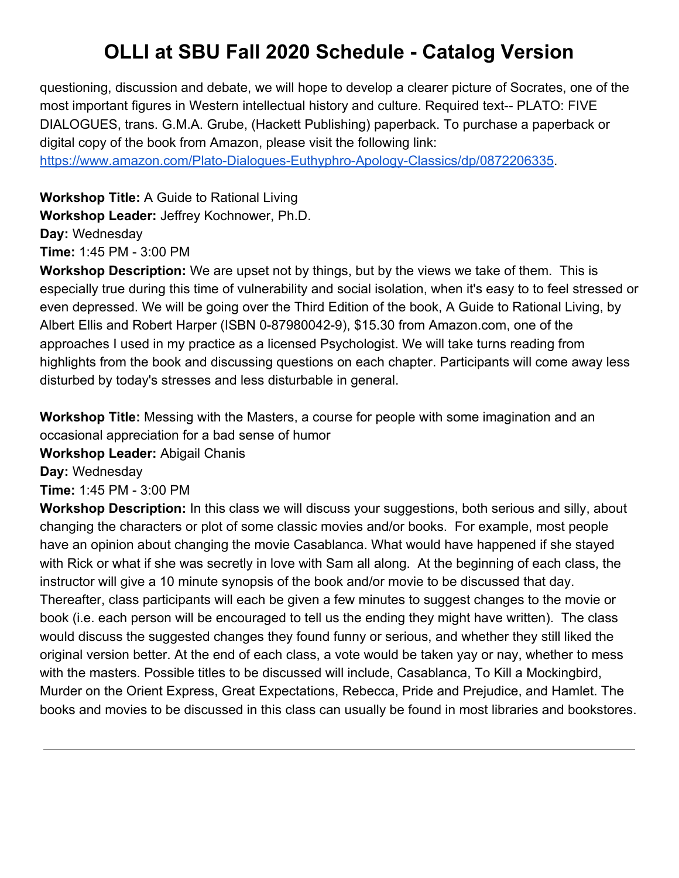questioning, discussion and debate, we will hope to develop a clearer picture of Socrates, one of the most important figures in Western intellectual history and culture. Required text-- PLATO: FIVE DIALOGUES, trans. G.M.A. Grube, (Hackett Publishing) paperback. To purchase a paperback or digital copy of the book from Amazon, please visit the following link: https://www.amazon.com/Plato-Dialogues-Euthyphro-Apology-Classics/dp/0872206335.

**Workshop Title:** A Guide to Rational Living
**Workshop Leader:** Jeffrey Kochnower, Ph.D.
**Day:** Wednesday
**Time:** 1:45 PM - 3:00 PM
**Workshop Description:** We are upset not by things, but by the views we take of them. This is especially true during this time of vulnerability and social isolation, when it's easy to to feel stressed or even depressed. We will be going over the Third Edition of the book, A Guide to Rational Living, by Albert Ellis and Robert Harper (ISBN 0-87980042-9), $15.30 from Amazon.com, one of the approaches I used in my practice as a licensed Psychologist. We will take turns reading from highlights from the book and discussing questions on each chapter. Participants will come away less disturbed by today's stresses and less disturbable in general.

**Workshop Title:** Messing with the Masters, a course for people with some imagination and an occasional appreciation for a bad sense of humor
**Workshop Leader:** Abigail Chanis
**Day:** Wednesday
**Time:** 1:45 PM - 3:00 PM
**Workshop Description:** In this class we will discuss your suggestions, both serious and silly, about changing the characters or plot of some classic movies and/or books. For example, most people have an opinion about changing the movie Casablanca. What would have happened if she stayed with Rick or what if she was secretly in love with Sam all along. At the beginning of each class, the instructor will give a 10 minute synopsis of the book and/or movie to be discussed that day. Thereafter, class participants will each be given a few minutes to suggest changes to the movie or book (i.e. each person will be encouraged to tell us the ending they might have written). The class would discuss the suggested changes they found funny or serious, and whether they still liked the original version better. At the end of each class, a vote would be taken yay or nay, whether to mess with the masters. Possible titles to be discussed will include, Casablanca, To Kill a Mockingbird, Murder on the Orient Express, Great Expectations, Rebecca, Pride and Prejudice, and Hamlet. The books and movies to be discussed in this class can usually be found in most libraries and bookstores.

---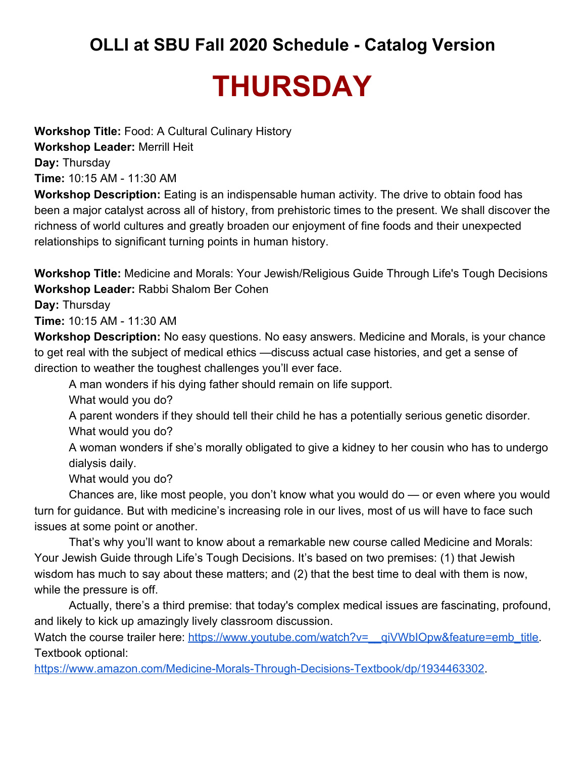# OLLI at SBU Fall 2020 Schedule - Catalog Version

# THURSDAY

**Workshop Title:** Food: A Cultural Culinary History
**Workshop Leader:** Merrill Heit
**Day:** Thursday
**Time:** 10:15 AM - 11:30 AM
**Workshop Description:** Eating is an indispensable human activity. The drive to obtain food has been a major catalyst across all of history, from prehistoric times to the present. We shall discover the richness of world cultures and greatly broaden our enjoyment of fine foods and their unexpected relationships to significant turning points in human history.

**Workshop Title:** Medicine and Morals: Your Jewish/Religious Guide Through Life's Tough Decisions
**Workshop Leader:** Rabbi Shalom Ber Cohen
**Day:** Thursday
**Time:** 10:15 AM - 11:30 AM
**Workshop Description:** No easy questions. No easy answers. Medicine and Morals, is your chance to get real with the subject of medical ethics —discuss actual case histories, and get a sense of direction to weather the toughest challenges you'll ever face.

A man wonders if his dying father should remain on life support.
What would you do?
A parent wonders if they should tell their child he has a potentially serious genetic disorder.
What would you do?
A woman wonders if she's morally obligated to give a kidney to her cousin who has to undergo dialysis daily.
What would you do?

Chances are, like most people, you don't know what you would do — or even where you would turn for guidance. But with medicine's increasing role in our lives, most of us will have to face such issues at some point or another.

That's why you'll want to know about a remarkable new course called Medicine and Morals: Your Jewish Guide through Life's Tough Decisions. It's based on two premises: (1) that Jewish wisdom has much to say about these matters; and (2) that the best time to deal with them is now, while the pressure is off.

Actually, there's a third premise: that today's complex medical issues are fascinating, profound, and likely to kick up amazingly lively classroom discussion.

Watch the course trailer here: https://www.youtube.com/watch?v=__qiVWbIOpw&feature=emb_title.
Textbook optional:
https://www.amazon.com/Medicine-Morals-Through-Decisions-Textbook/dp/1934463302.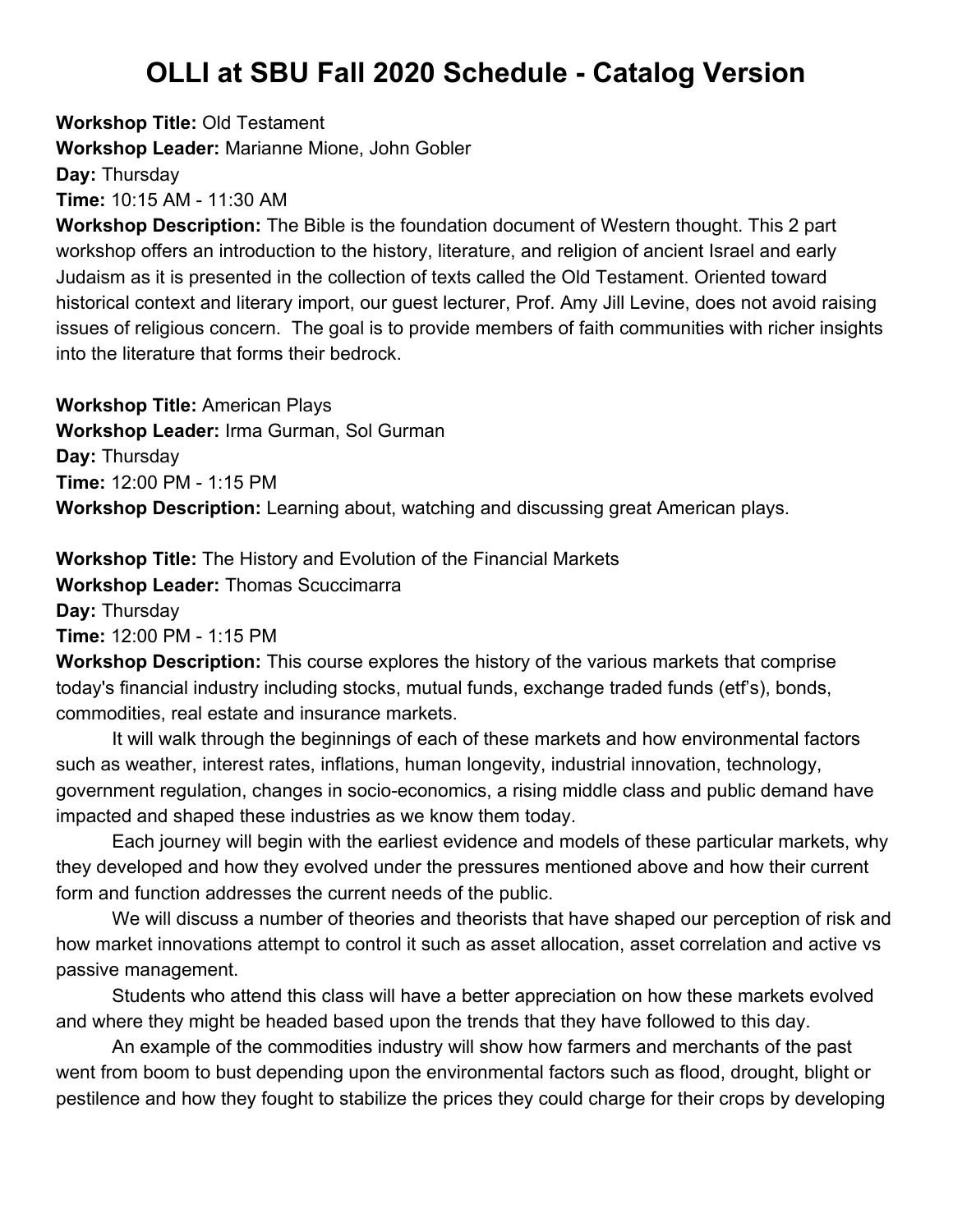# OLLI at SBU Fall 2020 Schedule - Catalog Version

**Workshop Title:** Old Testament
**Workshop Leader:** Marianne Mione, John Gobler
**Day:** Thursday
**Time:** 10:15 AM - 11:30 AM
**Workshop Description:** The Bible is the foundation document of Western thought. This 2 part workshop offers an introduction to the history, literature, and religion of ancient Israel and early Judaism as it is presented in the collection of texts called the Old Testament. Oriented toward historical context and literary import, our guest lecturer, Prof. Amy Jill Levine, does not avoid raising issues of religious concern. The goal is to provide members of faith communities with richer insights into the literature that forms their bedrock.

**Workshop Title:** American Plays
**Workshop Leader:** Irma Gurman, Sol Gurman
**Day:** Thursday
**Time:** 12:00 PM - 1:15 PM
**Workshop Description:** Learning about, watching and discussing great American plays.

**Workshop Title:** The History and Evolution of the Financial Markets
**Workshop Leader:** Thomas Scuccimarra
**Day:** Thursday
**Time:** 12:00 PM - 1:15 PM
**Workshop Description:** This course explores the history of the various markets that comprise today's financial industry including stocks, mutual funds, exchange traded funds (etf's), bonds, commodities, real estate and insurance markets.

It will walk through the beginnings of each of these markets and how environmental factors such as weather, interest rates, inflations, human longevity, industrial innovation, technology, government regulation, changes in socio-economics, a rising middle class and public demand have impacted and shaped these industries as we know them today.

Each journey will begin with the earliest evidence and models of these particular markets, why they developed and how they evolved under the pressures mentioned above and how their current form and function addresses the current needs of the public.

We will discuss a number of theories and theorists that have shaped our perception of risk and how market innovations attempt to control it such as asset allocation, asset correlation and active vs passive management.

Students who attend this class will have a better appreciation on how these markets evolved and where they might be headed based upon the trends that they have followed to this day.

An example of the commodities industry will show how farmers and merchants of the past went from boom to bust depending upon the environmental factors such as flood, drought, blight or pestilence and how they fought to stabilize the prices they could charge for their crops by developing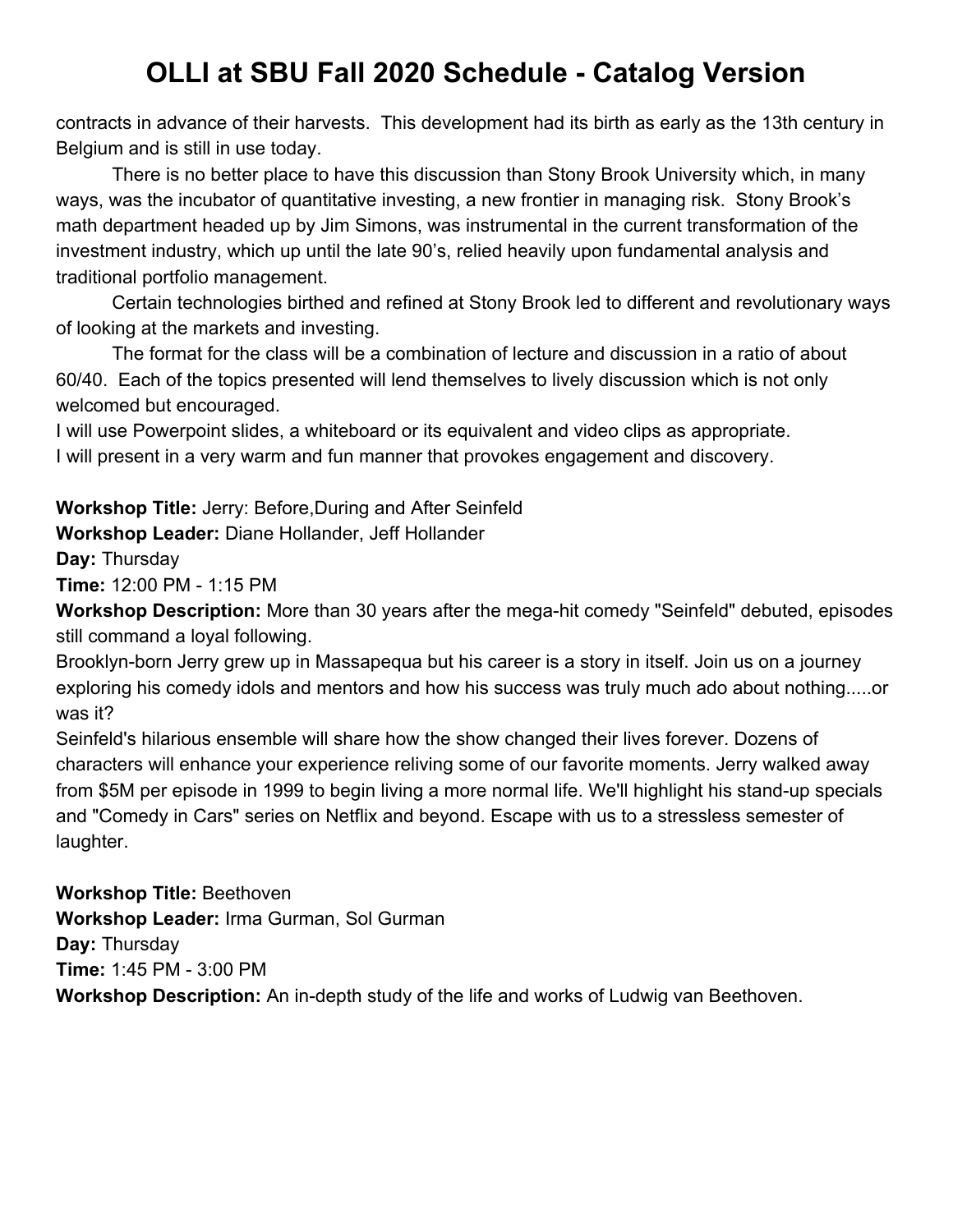contracts in advance of their harvests. This development had its birth as early as the 13th century in Belgium and is still in use today.

There is no better place to have this discussion than Stony Brook University which, in many ways, was the incubator of quantitative investing, a new frontier in managing risk. Stony Brook's math department headed up by Jim Simons, was instrumental in the current transformation of the investment industry, which up until the late 90's, relied heavily upon fundamental analysis and traditional portfolio management.

Certain technologies birthed and refined at Stony Brook led to different and revolutionary ways of looking at the markets and investing.

The format for the class will be a combination of lecture and discussion in a ratio of about 60/40. Each of the topics presented will lend themselves to lively discussion which is not only welcomed but encouraged.

I will use Powerpoint slides, a whiteboard or its equivalent and video clips as appropriate.

I will present in a very warm and fun manner that provokes engagement and discovery.

**Workshop Title:** Jerry: Before,During and After Seinfeld
**Workshop Leader:** Diane Hollander, Jeff Hollander
**Day:** Thursday
**Time:** 12:00 PM - 1:15 PM
**Workshop Description:** More than 30 years after the mega-hit comedy "Seinfeld" debuted, episodes still command a loyal following.

Brooklyn-born Jerry grew up in Massapequa but his career is a story in itself. Join us on a journey exploring his comedy idols and mentors and how his success was truly much ado about nothing.....or was it?

Seinfeld's hilarious ensemble will share how the show changed their lives forever. Dozens of characters will enhance your experience reliving some of our favorite moments. Jerry walked away from $5M per episode in 1999 to begin living a more normal life. We'll highlight his stand-up specials and "Comedy in Cars" series on Netflix and beyond. Escape with us to a stressless semester of laughter.

**Workshop Title:** Beethoven
**Workshop Leader:** Irma Gurman, Sol Gurman
**Day:** Thursday
**Time:** 1:45 PM - 3:00 PM
**Workshop Description:** An in-depth study of the life and works of Ludwig van Beethoven.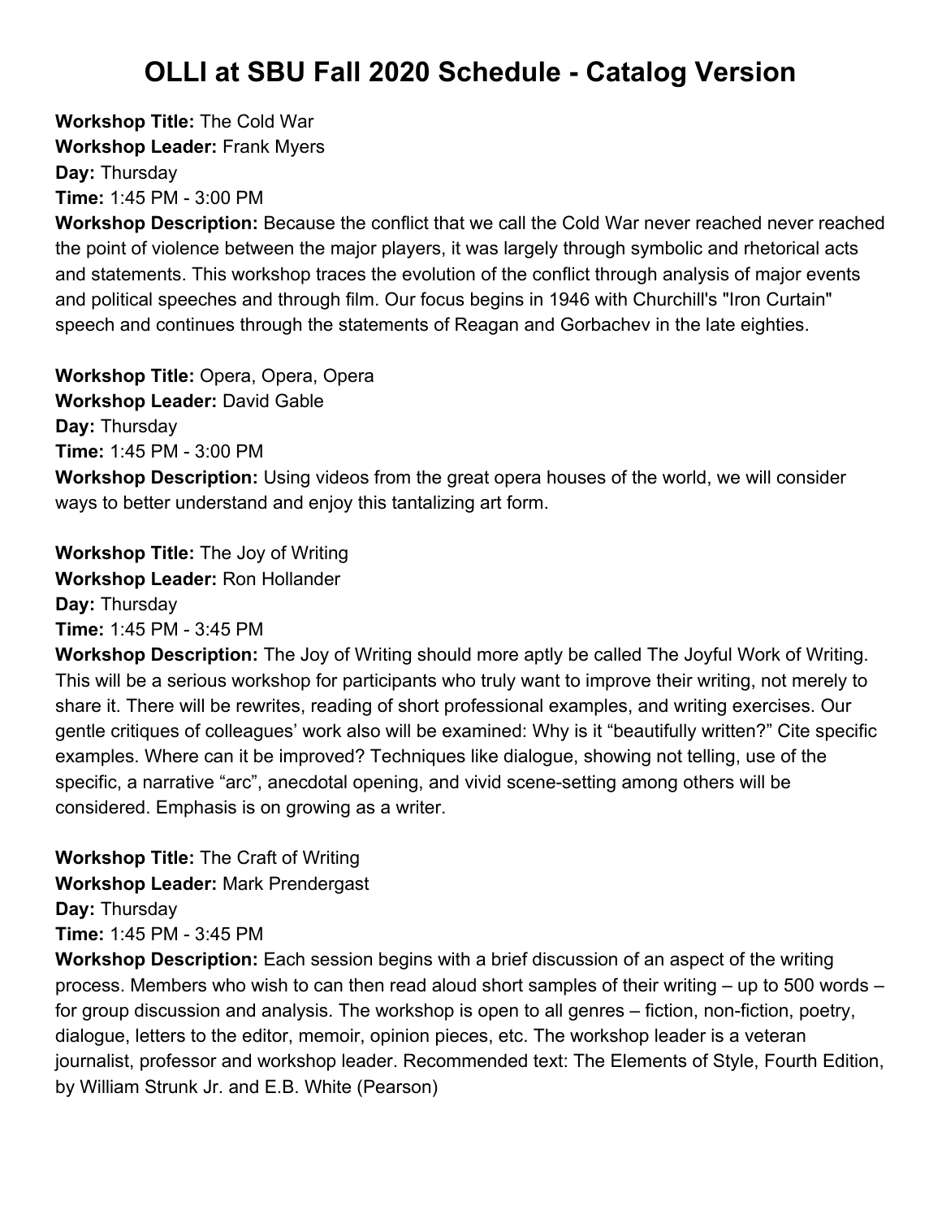# OLLI at SBU Fall 2020 Schedule - Catalog Version

**Workshop Title:** The Cold War
**Workshop Leader:** Frank Myers
**Day:** Thursday
**Time:** 1:45 PM - 3:00 PM
**Workshop Description:** Because the conflict that we call the Cold War never reached never reached the point of violence between the major players, it was largely through symbolic and rhetorical acts and statements. This workshop traces the evolution of the conflict through analysis of major events and political speeches and through film. Our focus begins in 1946 with Churchill's "Iron Curtain" speech and continues through the statements of Reagan and Gorbachev in the late eighties.

**Workshop Title:** Opera, Opera, Opera
**Workshop Leader:** David Gable
**Day:** Thursday
**Time:** 1:45 PM - 3:00 PM
**Workshop Description:** Using videos from the great opera houses of the world, we will consider ways to better understand and enjoy this tantalizing art form.

**Workshop Title:** The Joy of Writing
**Workshop Leader:** Ron Hollander
**Day:** Thursday
**Time:** 1:45 PM - 3:45 PM
**Workshop Description:** The Joy of Writing should more aptly be called The Joyful Work of Writing. This will be a serious workshop for participants who truly want to improve their writing, not merely to share it. There will be rewrites, reading of short professional examples, and writing exercises. Our gentle critiques of colleagues' work also will be examined: Why is it "beautifully written?" Cite specific examples. Where can it be improved? Techniques like dialogue, showing not telling, use of the specific, a narrative "arc", anecdotal opening, and vivid scene-setting among others will be considered. Emphasis is on growing as a writer.

**Workshop Title:** The Craft of Writing
**Workshop Leader:** Mark Prendergast
**Day:** Thursday
**Time:** 1:45 PM - 3:45 PM
**Workshop Description:** Each session begins with a brief discussion of an aspect of the writing process. Members who wish to can then read aloud short samples of their writing – up to 500 words – for group discussion and analysis. The workshop is open to all genres – fiction, non-fiction, poetry, dialogue, letters to the editor, memoir, opinion pieces, etc. The workshop leader is a veteran journalist, professor and workshop leader. Recommended text: The Elements of Style, Fourth Edition, by William Strunk Jr. and E.B. White (Pearson)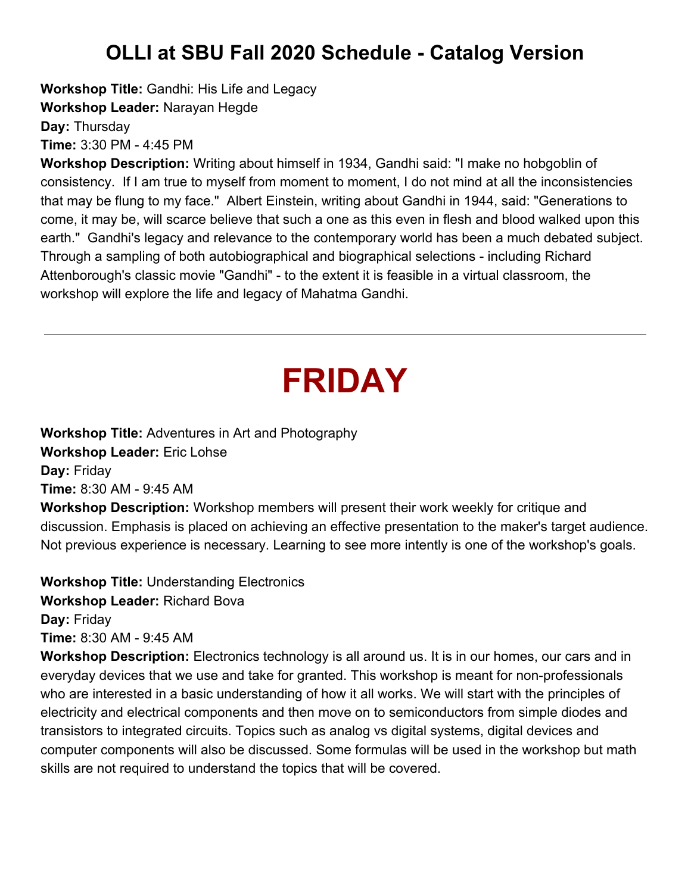# OLLI at SBU Fall 2020 Schedule - Catalog Version

**Workshop Title:** Gandhi: His Life and Legacy
**Workshop Leader:** Narayan Hegde
**Day:** Thursday
**Time:** 3:30 PM - 4:45 PM
**Workshop Description:** Writing about himself in 1934, Gandhi said: "I make no hobgoblin of consistency. If I am true to myself from moment to moment, I do not mind at all the inconsistencies that may be flung to my face." Albert Einstein, writing about Gandhi in 1944, said: "Generations to come, it may be, will scarce believe that such a one as this even in flesh and blood walked upon this earth." Gandhi's legacy and relevance to the contemporary world has been a much debated subject. Through a sampling of both autobiographical and biographical selections - including Richard Attenborough's classic movie "Gandhi" - to the extent it is feasible in a virtual classroom, the workshop will explore the life and legacy of Mahatma Gandhi.

---

# FRIDAY

**Workshop Title:** Adventures in Art and Photography
**Workshop Leader:** Eric Lohse
**Day:** Friday
**Time:** 8:30 AM - 9:45 AM
**Workshop Description:** Workshop members will present their work weekly for critique and discussion. Emphasis is placed on achieving an effective presentation to the maker's target audience. Not previous experience is necessary. Learning to see more intently is one of the workshop's goals.

**Workshop Title:** Understanding Electronics
**Workshop Leader:** Richard Bova
**Day:** Friday
**Time:** 8:30 AM - 9:45 AM
**Workshop Description:** Electronics technology is all around us. It is in our homes, our cars and in everyday devices that we use and take for granted. This workshop is meant for non-professionals who are interested in a basic understanding of how it all works. We will start with the principles of electricity and electrical components and then move on to semiconductors from simple diodes and transistors to integrated circuits. Topics such as analog vs digital systems, digital devices and computer components will also be discussed. Some formulas will be used in the workshop but math skills are not required to understand the topics that will be covered.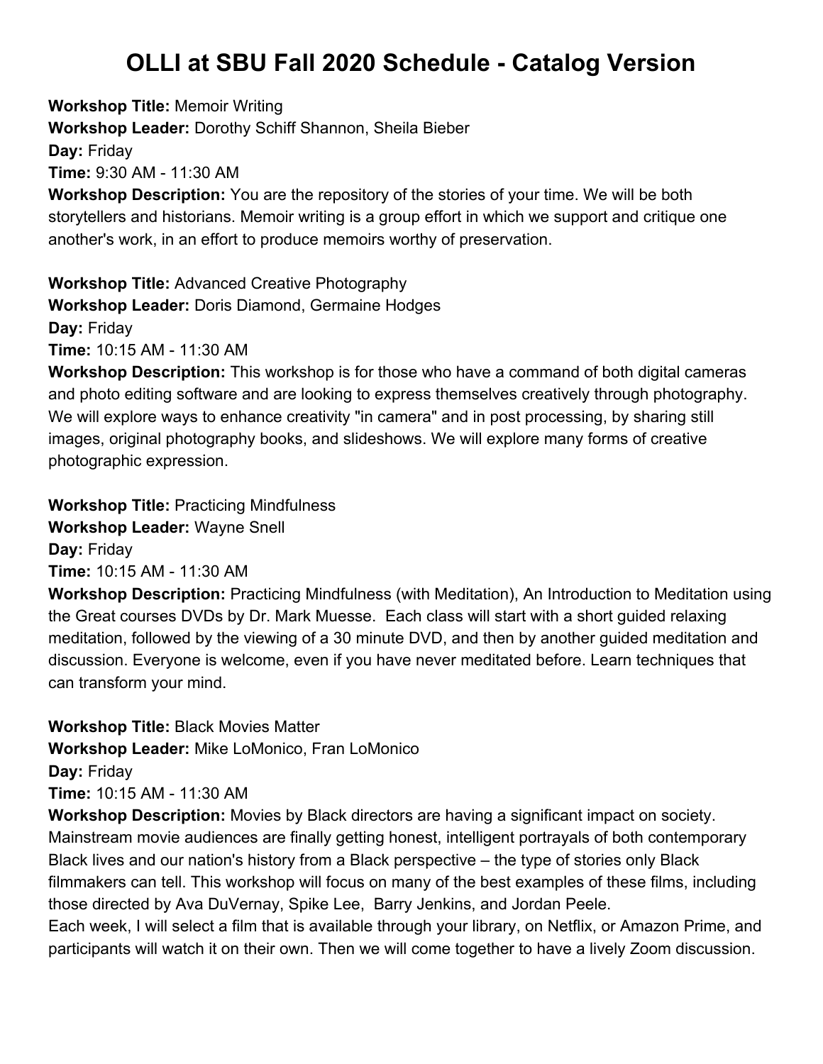# OLLI at SBU Fall 2020 Schedule - Catalog Version

**Workshop Title:** Memoir Writing
**Workshop Leader:** Dorothy Schiff Shannon, Sheila Bieber
**Day:** Friday
**Time:** 9:30 AM - 11:30 AM
**Workshop Description:** You are the repository of the stories of your time. We will be both storytellers and historians. Memoir writing is a group effort in which we support and critique one another's work, in an effort to produce memoirs worthy of preservation.

**Workshop Title:** Advanced Creative Photography
**Workshop Leader:** Doris Diamond, Germaine Hodges
**Day:** Friday
**Time:** 10:15 AM - 11:30 AM
**Workshop Description:** This workshop is for those who have a command of both digital cameras and photo editing software and are looking to express themselves creatively through photography. We will explore ways to enhance creativity "in camera" and in post processing, by sharing still images, original photography books, and slideshows. We will explore many forms of creative photographic expression.

**Workshop Title:** Practicing Mindfulness
**Workshop Leader:** Wayne Snell
**Day:** Friday
**Time:** 10:15 AM - 11:30 AM
**Workshop Description:** Practicing Mindfulness (with Meditation), An Introduction to Meditation using the Great courses DVDs by Dr. Mark Muesse. Each class will start with a short guided relaxing meditation, followed by the viewing of a 30 minute DVD, and then by another guided meditation and discussion. Everyone is welcome, even if you have never meditated before. Learn techniques that can transform your mind.

**Workshop Title:** Black Movies Matter
**Workshop Leader:** Mike LoMonico, Fran LoMonico
**Day:** Friday
**Time:** 10:15 AM - 11:30 AM
**Workshop Description:** Movies by Black directors are having a significant impact on society. Mainstream movie audiences are finally getting honest, intelligent portrayals of both contemporary Black lives and our nation's history from a Black perspective – the type of stories only Black filmmakers can tell. This workshop will focus on many of the best examples of these films, including those directed by Ava DuVernay, Spike Lee, Barry Jenkins, and Jordan Peele.
Each week, I will select a film that is available through your library, on Netflix, or Amazon Prime, and participants will watch it on their own. Then we will come together to have a lively Zoom discussion.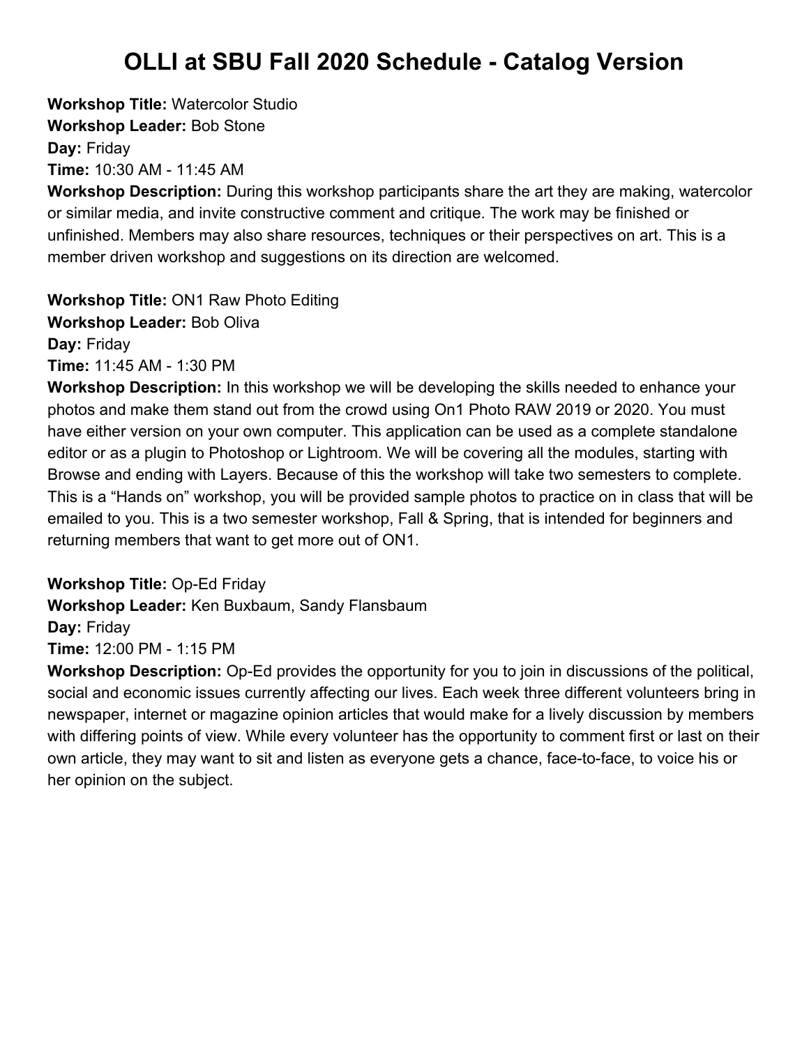# OLLI at SBU Fall 2020 Schedule - Catalog Version

**Workshop Title:** Watercolor Studio
**Workshop Leader:** Bob Stone
**Day:** Friday
**Time:** 10:30 AM - 11:45 AM
**Workshop Description:** During this workshop participants share the art they are making, watercolor or similar media, and invite constructive comment and critique. The work may be finished or unfinished. Members may also share resources, techniques or their perspectives on art. This is a member driven workshop and suggestions on its direction are welcomed.

**Workshop Title:** ON1 Raw Photo Editing
**Workshop Leader:** Bob Oliva
**Day:** Friday
**Time:** 11:45 AM - 1:30 PM
**Workshop Description:** In this workshop we will be developing the skills needed to enhance your photos and make them stand out from the crowd using On1 Photo RAW 2019 or 2020. You must have either version on your own computer. This application can be used as a complete standalone editor or as a plugin to Photoshop or Lightroom. We will be covering all the modules, starting with Browse and ending with Layers. Because of this the workshop will take two semesters to complete. This is a "Hands on" workshop, you will be provided sample photos to practice on in class that will be emailed to you. This is a two semester workshop, Fall & Spring, that is intended for beginners and returning members that want to get more out of ON1.

**Workshop Title:** Op-Ed Friday
**Workshop Leader:** Ken Buxbaum, Sandy Flansbaum
**Day:** Friday
**Time:** 12:00 PM - 1:15 PM
**Workshop Description:** Op-Ed provides the opportunity for you to join in discussions of the political, social and economic issues currently affecting our lives. Each week three different volunteers bring in newspaper, internet or magazine opinion articles that would make for a lively discussion by members with differing points of view. While every volunteer has the opportunity to comment first or last on their own article, they may want to sit and listen as everyone gets a chance, face-to-face, to voice his or her opinion on the subject.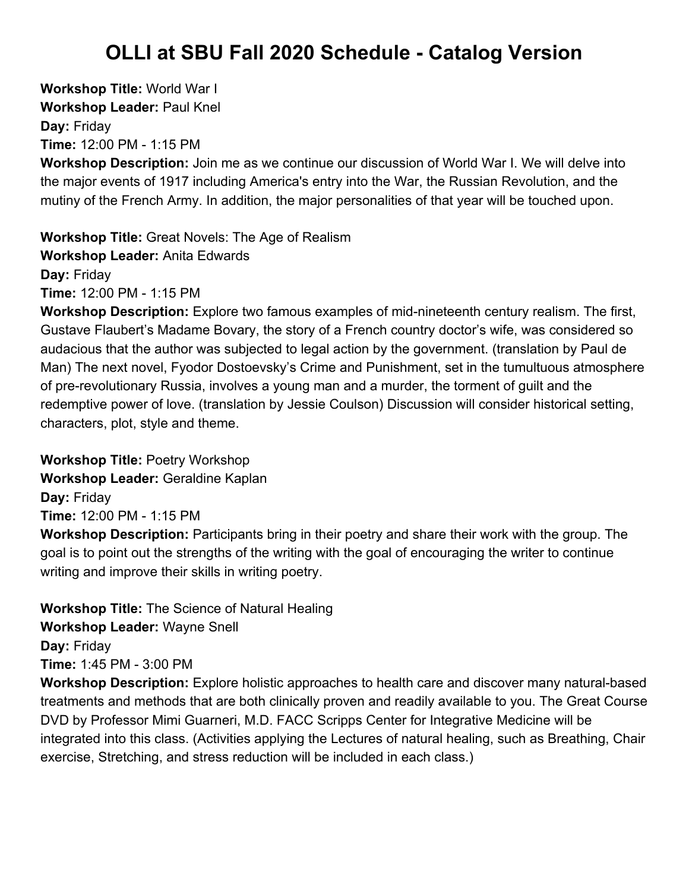# OLLI at SBU Fall 2020 Schedule - Catalog Version

**Workshop Title:** World War I
**Workshop Leader:** Paul Knel
**Day:** Friday
**Time:** 12:00 PM - 1:15 PM
**Workshop Description:** Join me as we continue our discussion of World War I. We will delve into the major events of 1917 including America's entry into the War, the Russian Revolution, and the mutiny of the French Army. In addition, the major personalities of that year will be touched upon.

**Workshop Title:** Great Novels: The Age of Realism
**Workshop Leader:** Anita Edwards
**Day:** Friday
**Time:** 12:00 PM - 1:15 PM
**Workshop Description:** Explore two famous examples of mid-nineteenth century realism. The first, Gustave Flaubert's Madame Bovary, the story of a French country doctor's wife, was considered so audacious that the author was subjected to legal action by the government. (translation by Paul de Man) The next novel, Fyodor Dostoevsky's Crime and Punishment, set in the tumultuous atmosphere of pre-revolutionary Russia, involves a young man and a murder, the torment of guilt and the redemptive power of love. (translation by Jessie Coulson) Discussion will consider historical setting, characters, plot, style and theme.

**Workshop Title:** Poetry Workshop
**Workshop Leader:** Geraldine Kaplan
**Day:** Friday
**Time:** 12:00 PM - 1:15 PM
**Workshop Description:** Participants bring in their poetry and share their work with the group. The goal is to point out the strengths of the writing with the goal of encouraging the writer to continue writing and improve their skills in writing poetry.

**Workshop Title:** The Science of Natural Healing
**Workshop Leader:** Wayne Snell
**Day:** Friday
**Time:** 1:45 PM - 3:00 PM
**Workshop Description:** Explore holistic approaches to health care and discover many natural-based treatments and methods that are both clinically proven and readily available to you. The Great Course DVD by Professor Mimi Guarneri, M.D. FACC Scripps Center for Integrative Medicine will be integrated into this class. (Activities applying the Lectures of natural healing, such as Breathing, Chair exercise, Stretching, and stress reduction will be included in each class.)